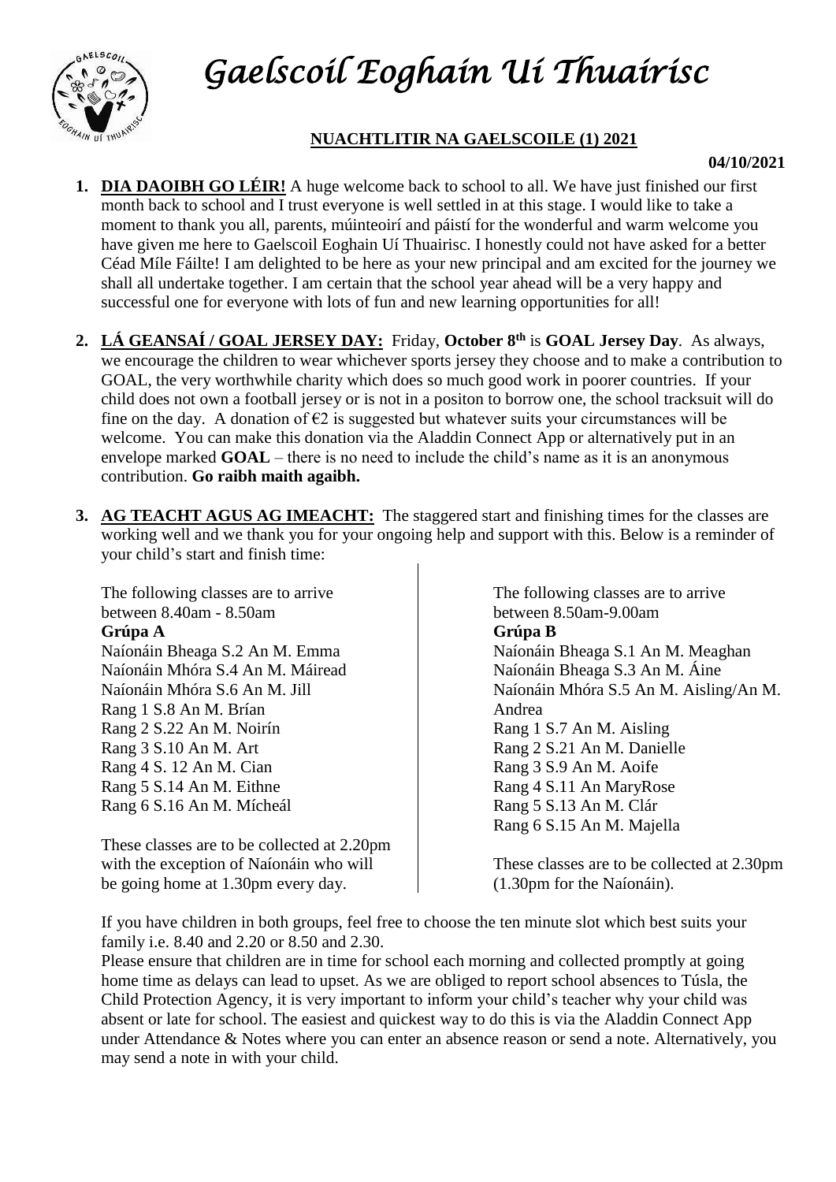# Gaelscoil Eoghain Uí Thuairisc

## NUACHTLITIR NA GAELSCOILE (1) 2021

**04/10/2021**

1. **DIA DAOIBH GO LÉIR!** A huge welcome back to school to all. We have just finished our first month back to school and I trust everyone is well settled in at this stage. I would like to take a moment to thank you all, parents, múinteoirí and páistí for the wonderful and warm welcome you have given me here to Gaelscoil Eoghain Uí Thuairisc. I honestly could not have asked for a better Céad Míle Fáilte! I am delighted to be here as your new principal and am excited for the journey we shall all undertake together. I am certain that the school year ahead will be a very happy and successful one for everyone with lots of fun and new learning opportunities for all!

2. **LÁ GEANSAÍ / GOAL JERSEY DAY:** Friday, **October 8th** is **GOAL Jersey Day**. As always, we encourage the children to wear whichever sports jersey they choose and to make a contribution to GOAL, the very worthwhile charity which does so much good work in poorer countries. If your child does not own a football jersey or is not in a positon to borrow one, the school tracksuit will do fine on the day. A donation of €2 is suggested but whatever suits your circumstances will be welcome. You can make this donation via the Aladdin Connect App or alternatively put in an envelope marked **GOAL** – there is no need to include the child's name as it is an anonymous contribution. **Go raibh maith agaibh.**

3. **AG TEACHT AGUS AG IMEACHT:** The staggered start and finishing times for the classes are working well and we thank you for your ongoing help and support with this. Below is a reminder of your child's start and finish time:

The following classes are to arrive between 8.40am - 8.50am

**Grúpa A**

Naíonáin Bheaga S.2 An M. Emma
Naíonáin Mhóra S.4 An M. Máiread
Naíonáin Mhóra S.6 An M. Jill
Rang 1 S.8 An M. Brían
Rang 2 S.22 An M. Noirín
Rang 3 S.10 An M. Art
Rang 4 S. 12 An M. Cian
Rang 5 S.14 An M. Eithne
Rang 6 S.16 An M. Mícheál

These classes are to be collected at 2.20pm with the exception of Naíonáin who will be going home at 1.30pm every day.

The following classes are to arrive between 8.50am-9.00am

**Grúpa B**

Naíonáin Bheaga S.1 An M. Meaghan
Naíonáin Bheaga S.3 An M. Áine
Naíonáin Mhóra S.5 An M. Aisling/An M. Andrea
Rang 1 S.7 An M. Aisling
Rang 2 S.21 An M. Danielle
Rang 3 S.9 An M. Aoife
Rang 4 S.11 An MaryRose
Rang 5 S.13 An M. Clár
Rang 6 S.15 An M. Majella

These classes are to be collected at 2.30pm (1.30pm for the Naíonáin).

If you have children in both groups, feel free to choose the ten minute slot which best suits your family i.e. 8.40 and 2.20 or 8.50 and 2.30.

Please ensure that children are in time for school each morning and collected promptly at going home time as delays can lead to upset. As we are obliged to report school absences to Túsla, the Child Protection Agency, it is very important to inform your child's teacher why your child was absent or late for school. The easiest and quickest way to do this is via the Aladdin Connect App under Attendance & Notes where you can enter an absence reason or send a note. Alternatively, you may send a note in with your child.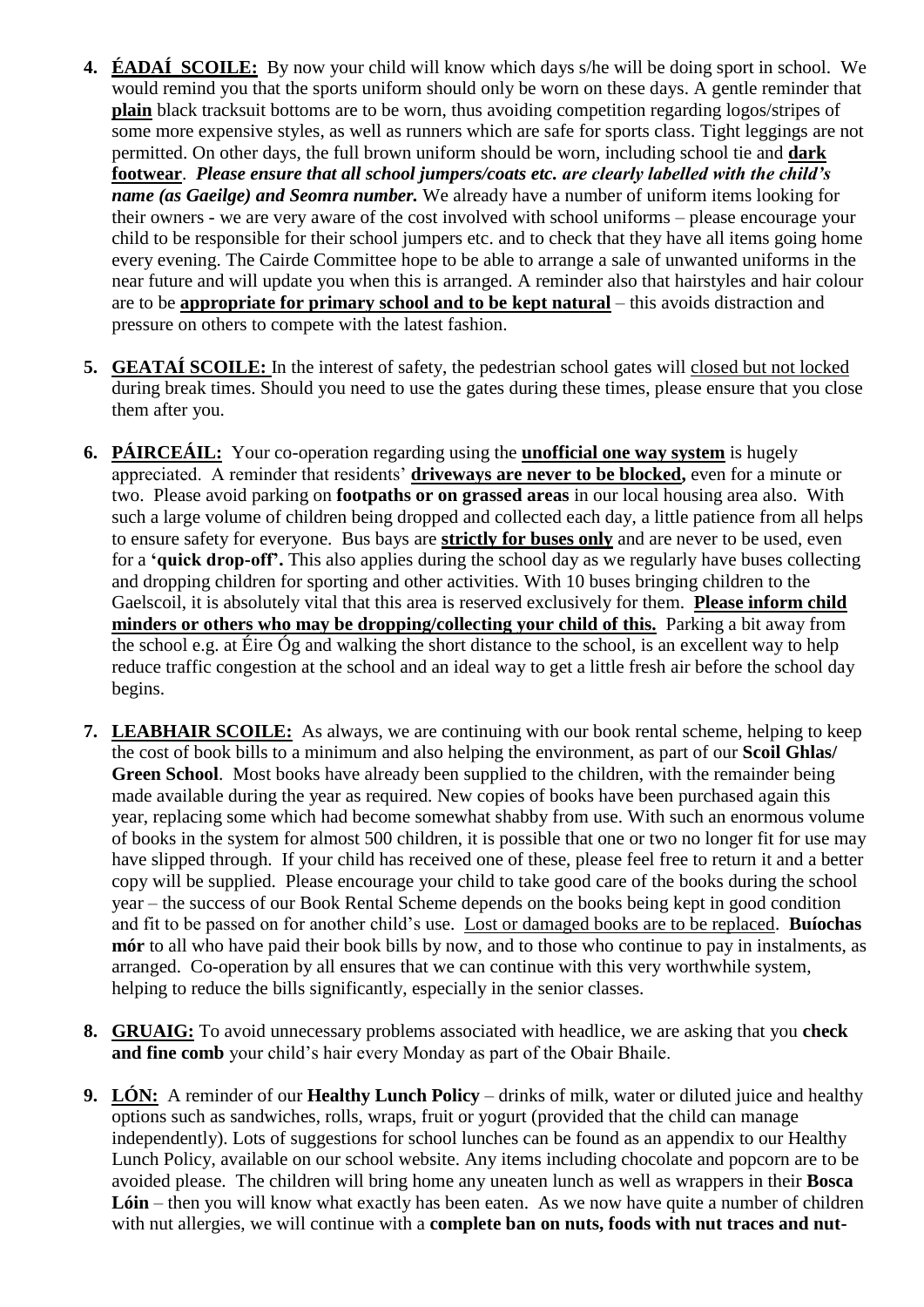4. **ÉADAÍ SCOILE:** By now your child will know which days s/he will be doing sport in school. We would remind you that the sports uniform should only be worn on these days. A gentle reminder that **plain** black tracksuit bottoms are to be worn, thus avoiding competition regarding logos/stripes of some more expensive styles, as well as runners which are safe for sports class. Tight leggings are not permitted. On other days, the full brown uniform should be worn, including school tie and **dark footwear**. ***Please ensure that all school jumpers/coats etc. are clearly labelled with the child's name (as Gaeilge) and Seomra number.*** We already have a number of uniform items looking for their owners - we are very aware of the cost involved with school uniforms – please encourage your child to be responsible for their school jumpers etc. and to check that they have all items going home every evening. The Cairde Committee hope to be able to arrange a sale of unwanted uniforms in the near future and will update you when this is arranged. A reminder also that hairstyles and hair colour are to be **appropriate for primary school and to be kept natural** – this avoids distraction and pressure on others to compete with the latest fashion.

5. **GEATAÍ SCOILE:** In the interest of safety, the pedestrian school gates will closed but not locked during break times. Should you need to use the gates during these times, please ensure that you close them after you.

6. **PÁIRCEÁIL:** Your co-operation regarding using the **unofficial one way system** is hugely appreciated. A reminder that residents' **driveways are never to be blocked,** even for a minute or two. Please avoid parking on **footpaths or on grassed areas** in our local housing area also. With such a large volume of children being dropped and collected each day, a little patience from all helps to ensure safety for everyone. Bus bays are **strictly for buses only** and are never to be used, even for a **'quick drop-off'.** This also applies during the school day as we regularly have buses collecting and dropping children for sporting and other activities. With 10 buses bringing children to the Gaelscoil, it is absolutely vital that this area is reserved exclusively for them. **Please inform child minders or others who may be dropping/collecting your child of this.** Parking a bit away from the school e.g. at Éire Óg and walking the short distance to the school, is an excellent way to help reduce traffic congestion at the school and an ideal way to get a little fresh air before the school day begins.

7. **LEABHAIR SCOILE:** As always, we are continuing with our book rental scheme, helping to keep the cost of book bills to a minimum and also helping the environment, as part of our **Scoil Ghlas/ Green School**. Most books have already been supplied to the children, with the remainder being made available during the year as required. New copies of books have been purchased again this year, replacing some which had become somewhat shabby from use. With such an enormous volume of books in the system for almost 500 children, it is possible that one or two no longer fit for use may have slipped through. If your child has received one of these, please feel free to return it and a better copy will be supplied. Please encourage your child to take good care of the books during the school year – the success of our Book Rental Scheme depends on the books being kept in good condition and fit to be passed on for another child's use. Lost or damaged books are to be replaced. **Buíochas mór** to all who have paid their book bills by now, and to those who continue to pay in instalments, as arranged. Co-operation by all ensures that we can continue with this very worthwhile system, helping to reduce the bills significantly, especially in the senior classes.

8. **GRUAIG:** To avoid unnecessary problems associated with headlice, we are asking that you **check and fine comb** your child's hair every Monday as part of the Obair Bhaile.

9. **LÓN:** A reminder of our **Healthy Lunch Policy** – drinks of milk, water or diluted juice and healthy options such as sandwiches, rolls, wraps, fruit or yogurt (provided that the child can manage independently). Lots of suggestions for school lunches can be found as an appendix to our Healthy Lunch Policy, available on our school website. Any items including chocolate and popcorn are to be avoided please. The children will bring home any uneaten lunch as well as wrappers in their **Bosca Lóin** – then you will know what exactly has been eaten. As we now have quite a number of children with nut allergies, we will continue with a **complete ban on nuts, foods with nut traces and nut-**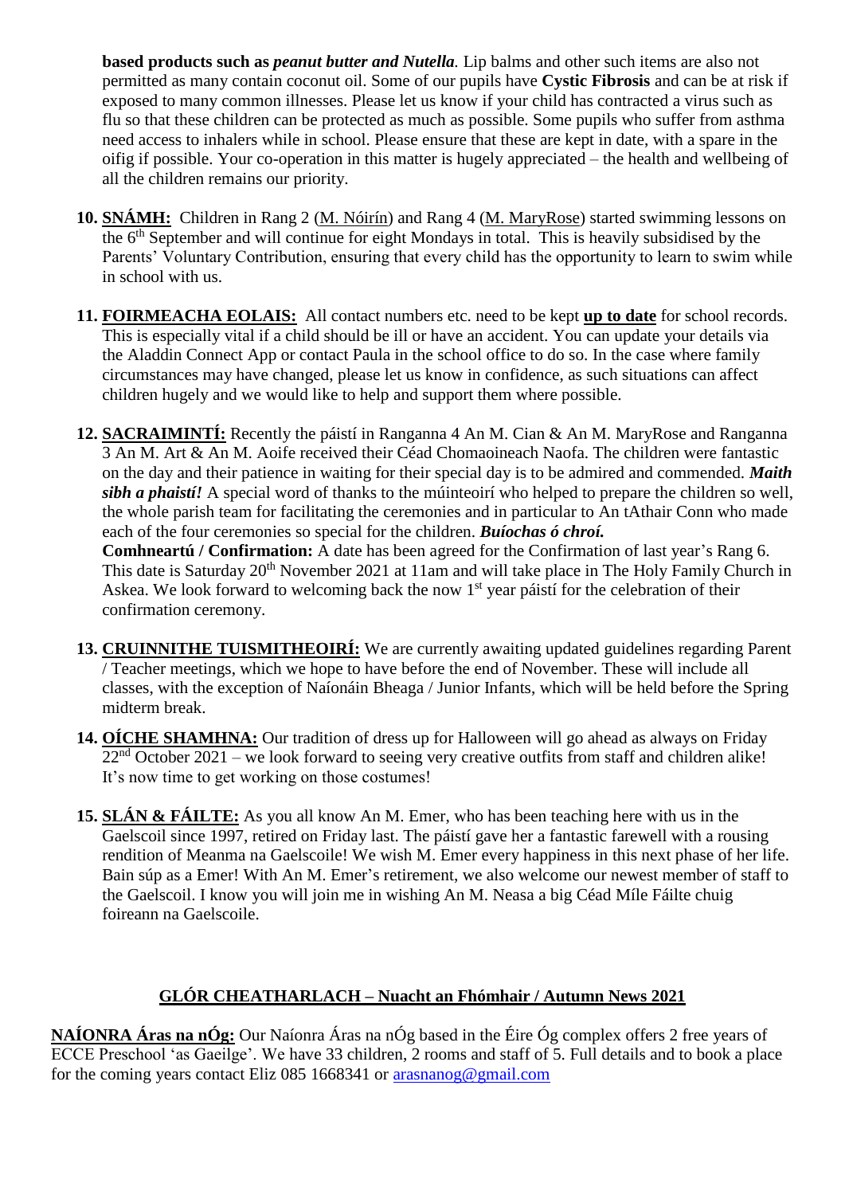**based products such as *peanut butter and Nutella*.** Lip balms and other such items are also not permitted as many contain coconut oil. Some of our pupils have **Cystic Fibrosis** and can be at risk if exposed to many common illnesses. Please let us know if your child has contracted a virus such as flu so that these children can be protected as much as possible. Some pupils who suffer from asthma need access to inhalers while in school. Please ensure that these are kept in date, with a spare in the oifig if possible. Your co-operation in this matter is hugely appreciated – the health and wellbeing of all the children remains our priority.

10. **SNÁMH:** Children in Rang 2 (M. Nóirín) and Rang 4 (M. MaryRose) started swimming lessons on the 6th September and will continue for eight Mondays in total. This is heavily subsidised by the Parents' Voluntary Contribution, ensuring that every child has the opportunity to learn to swim while in school with us.

11. **FOIRMEACHA EOLAIS:** All contact numbers etc. need to be kept **up to date** for school records. This is especially vital if a child should be ill or have an accident. You can update your details via the Aladdin Connect App or contact Paula in the school office to do so. In the case where family circumstances may have changed, please let us know in confidence, as such situations can affect children hugely and we would like to help and support them where possible.

12. **SACRAIMINTÍ:** Recently the páistí in Ranganna 4 An M. Cian & An M. MaryRose and Ranganna 3 An M. Art & An M. Aoife received their Céad Chomaoineach Naofa. The children were fantastic on the day and their patience in waiting for their special day is to be admired and commended. ***Maith sibh a phaistí!*** A special word of thanks to the múinteoirí who helped to prepare the children so well, the whole parish team for facilitating the ceremonies and in particular to An tAthair Conn who made each of the four ceremonies so special for the children. ***Buíochas ó chroí.***
    **Comhneartú / Confirmation:** A date has been agreed for the Confirmation of last year's Rang 6. This date is Saturday 20th November 2021 at 11am and will take place in The Holy Family Church in Askea. We look forward to welcoming back the now 1st year páistí for the celebration of their confirmation ceremony.

13. **CRUINNITHE TUISMITHEOIRÍ:** We are currently awaiting updated guidelines regarding Parent / Teacher meetings, which we hope to have before the end of November. These will include all classes, with the exception of Naíonáin Bheaga / Junior Infants, which will be held before the Spring midterm break.

14. **OÍCHE SHAMHNA:** Our tradition of dress up for Halloween will go ahead as always on Friday 22nd October 2021 – we look forward to seeing very creative outfits from staff and children alike! It's now time to get working on those costumes!

15. **SLÁN & FÁILTE:** As you all know An M. Emer, who has been teaching here with us in the Gaelscoil since 1997, retired on Friday last. The páistí gave her a fantastic farewell with a rousing rendition of Meanma na Gaelscoile! We wish M. Emer every happiness in this next phase of her life. Bain súp as a Emer! With An M. Emer's retirement, we also welcome our newest member of staff to the Gaelscoil. I know you will join me in wishing An M. Neasa a big Céad Míle Fáilte chuig foireann na Gaelscoile.

## GLÓR CHEATHARLACH – Nuacht an Fhómhair / Autumn News 2021

**NAÍONRA Áras na nÓg:** Our Naíonra Áras na nÓg based in the Éire Óg complex offers 2 free years of ECCE Preschool 'as Gaeilge'. We have 33 children, 2 rooms and staff of 5. Full details and to book a place for the coming years contact Eliz 085 1668341 or arasnanog@gmail.com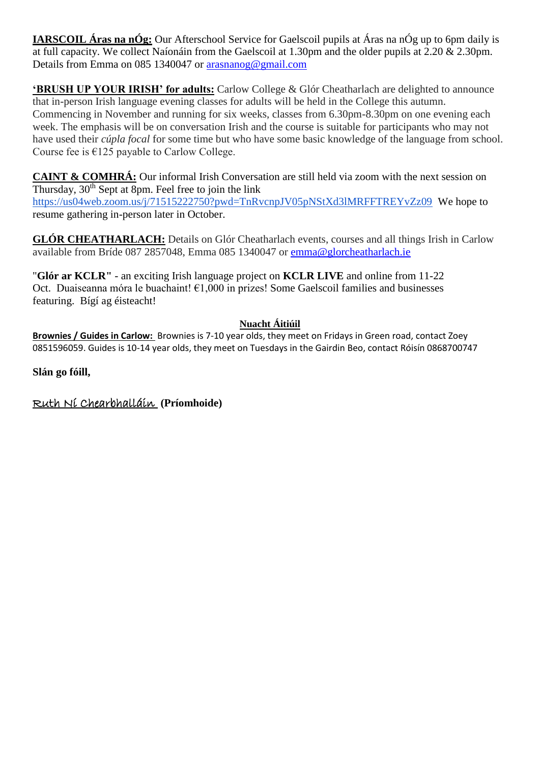**IARSCOIL Áras na nÓg:** Our Afterschool Service for Gaelscoil pupils at Áras na nÓg up to 6pm daily is at full capacity. We collect Naíonáin from the Gaelscoil at 1.30pm and the older pupils at 2.20 & 2.30pm. Details from Emma on 085 1340047 or arasnanog@gmail.com

**'BRUSH UP YOUR IRISH' for adults:** Carlow College & Glór Cheatharlach are delighted to announce that in-person Irish language evening classes for adults will be held in the College this autumn. Commencing in November and running for six weeks, classes from 6.30pm-8.30pm on one evening each week. The emphasis will be on conversation Irish and the course is suitable for participants who may not have used their *cúpla focal* for some time but who have some basic knowledge of the language from school. Course fee is €125 payable to Carlow College.

**CAINT & COMHRÁ:** Our informal Irish Conversation are still held via zoom with the next session on Thursday, 30th Sept at 8pm. Feel free to join the link https://us04web.zoom.us/j/71515222750?pwd=TnRvcnpJV05pNStXd3lMRFFTREYvZz09 We hope to resume gathering in-person later in October.

**GLÓR CHEATHARLACH:** Details on Glór Cheatharlach events, courses and all things Irish in Carlow available from Bríde 087 2857048, Emma 085 1340047 or emma@glorcheatharlach.ie

"**Glór ar KCLR"** - an exciting Irish language project on **KCLR LIVE** and online from 11-22 Oct. Duaiseanna móra le buachaint! €1,000 in prizes! Some Gaelscoil families and businesses featuring. Bígí ag éisteacht!

## Nuacht Áitiúil

**Brownies / Guides in Carlow:** Brownies is 7-10 year olds, they meet on Fridays in Green road, contact Zoey 0851596059. Guides is 10-14 year olds, they meet on Tuesdays in the Gairdin Beo, contact Róisín 0868700747

**Slán go fóill,**

Ruth Ní Chearbhalláin **(Príomhoide)**